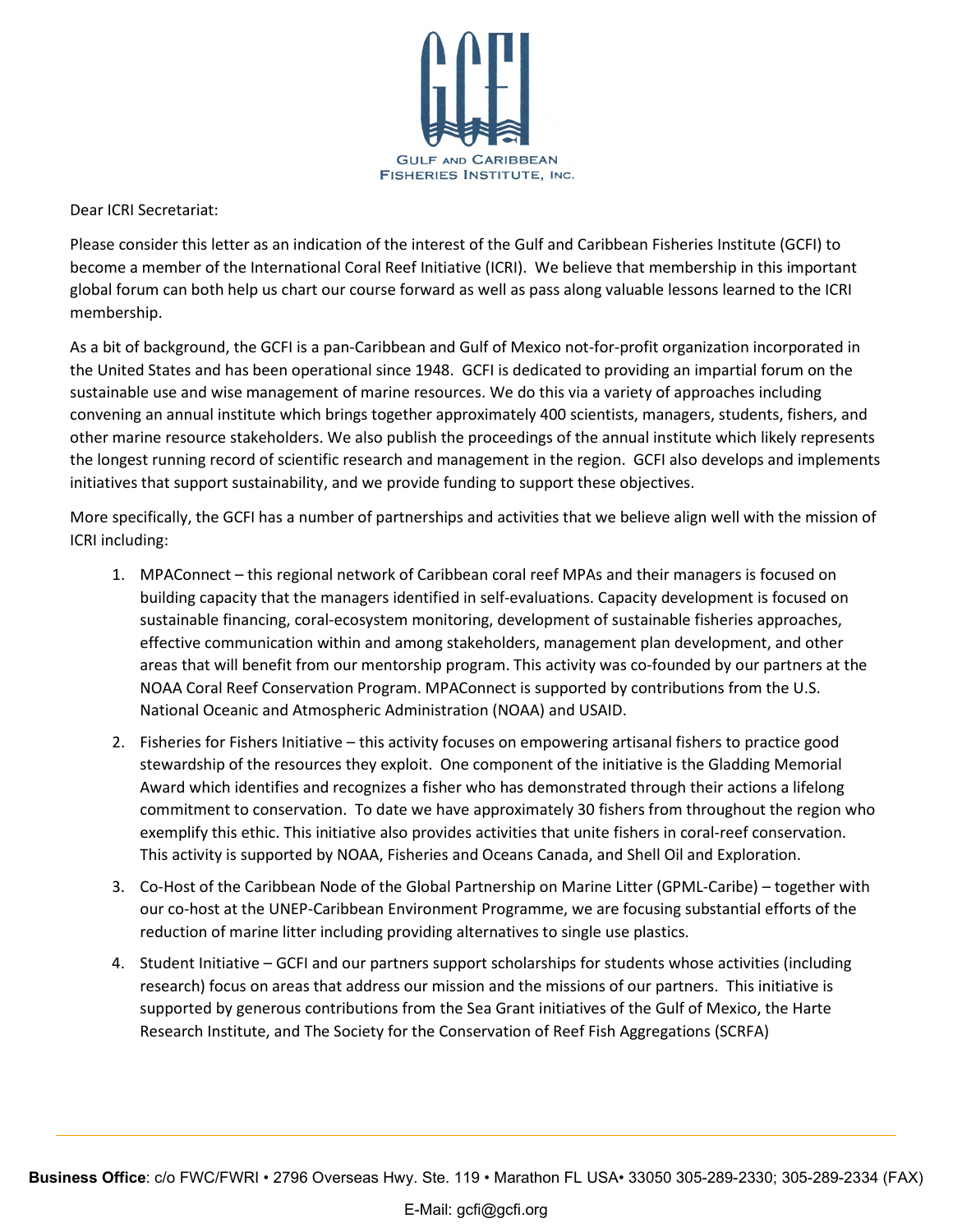GULF AND CARIBBEAN FISHERIES INSTITUTE, INC.

Dear ICRI Secretariat:

Please consider this letter as an indication of the interest of the Gulf and Caribbean Fisheries Institute (GCFI) to become a member of the International Coral Reef Initiative (ICRI). We believe that membership in this important global forum can both help us chart our course forward as well as pass along valuable lessons learned to the ICRI membership.

As a bit of background, the GCFI is a pan-Caribbean and Gulf of Mexico not-for-profit organization incorporated in the United States and has been operational since 1948. GCFI is dedicated to providing an impartial forum on the sustainable use and wise management of marine resources. We do this via a variety of approaches including convening an annual institute which brings together approximately 400 scientists, managers, students, fishers, and other marine resource stakeholders. We also publish the proceedings of the annual institute which likely represents the longest running record of scientific research and management in the region. GCFI also develops and implements initiatives that support sustainability, and we provide funding to support these objectives.

More specifically, the GCFI has a number of partnerships and activities that we believe align well with the mission of ICRI including:

1. MPAConnect – this regional network of Caribbean coral reef MPAs and their managers is focused on building capacity that the managers identified in self-evaluations. Capacity development is focused on sustainable financing, coral-ecosystem monitoring, development of sustainable fisheries approaches, effective communication within and among stakeholders, management plan development, and other areas that will benefit from our mentorship program. This activity was co-founded by our partners at the NOAA Coral Reef Conservation Program. MPAConnect is supported by contributions from the U.S. National Oceanic and Atmospheric Administration (NOAA) and USAID.

2. Fisheries for Fishers Initiative – this activity focuses on empowering artisanal fishers to practice good stewardship of the resources they exploit. One component of the initiative is the Gladding Memorial Award which identifies and recognizes a fisher who has demonstrated through their actions a lifelong commitment to conservation. To date we have approximately 30 fishers from throughout the region who exemplify this ethic. This initiative also provides activities that unite fishers in coral-reef conservation. This activity is supported by NOAA, Fisheries and Oceans Canada, and Shell Oil and Exploration.

3. Co-Host of the Caribbean Node of the Global Partnership on Marine Litter (GPML-Caribe) – together with our co-host at the UNEP-Caribbean Environment Programme, we are focusing substantial efforts of the reduction of marine litter including providing alternatives to single use plastics.

4. Student Initiative – GCFI and our partners support scholarships for students whose activities (including research) focus on areas that address our mission and the missions of our partners. This initiative is supported by generous contributions from the Sea Grant initiatives of the Gulf of Mexico, the Harte Research Institute, and The Society for the Conservation of Reef Fish Aggregations (SCRFA)

**Business Office**: c/o FWC/FWRI • 2796 Overseas Hwy. Ste. 119 • Marathon FL USA• 33050 305-289-2330; 305-289-2334 (FAX)

E-Mail: gcfi@gcfi.org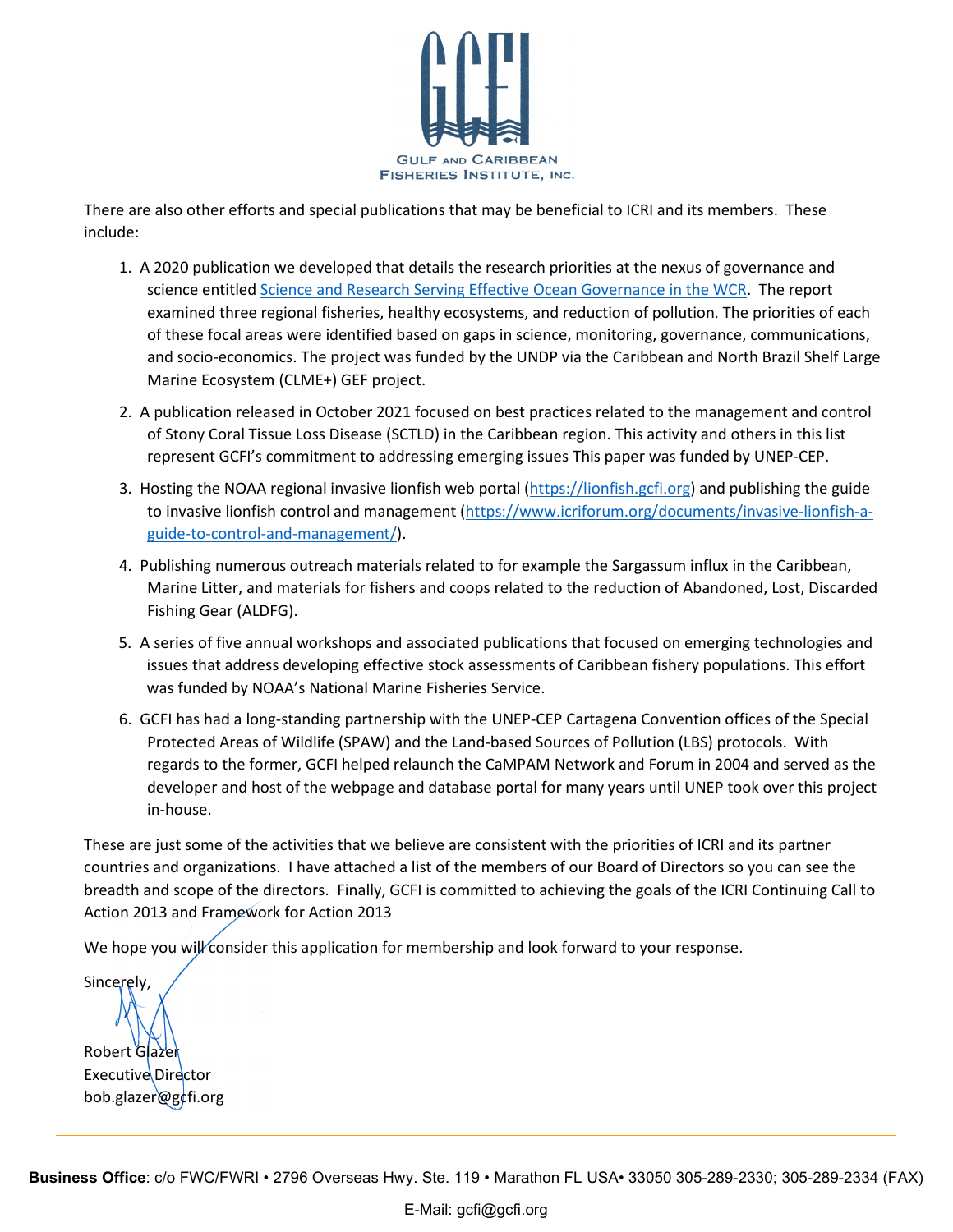GULF AND CARIBBEAN FISHERIES INSTITUTE, INC.

There are also other efforts and special publications that may be beneficial to ICRI and its members. These include:

1. A 2020 publication we developed that details the research priorities at the nexus of governance and science entitled [Science and Research Serving Effective Ocean Governance in the WCR](). The report examined three regional fisheries, healthy ecosystems, and reduction of pollution. The priorities of each of these focal areas were identified based on gaps in science, monitoring, governance, communications, and socio-economics. The project was funded by the UNDP via the Caribbean and North Brazil Shelf Large Marine Ecosystem (CLME+) GEF project.
2. A publication released in October 2021 focused on best practices related to the management and control of Stony Coral Tissue Loss Disease (SCTLD) in the Caribbean region. This activity and others in this list represent GCFI's commitment to addressing emerging issues This paper was funded by UNEP-CEP.
3. Hosting the NOAA regional invasive lionfish web portal (https://lionfish.gcfi.org) and publishing the guide to invasive lionfish control and management (https://www.icriforum.org/documents/invasive-lionfish-a-guide-to-control-and-management/).
4. Publishing numerous outreach materials related to for example the Sargassum influx in the Caribbean, Marine Litter, and materials for fishers and coops related to the reduction of Abandoned, Lost, Discarded Fishing Gear (ALDFG).
5. A series of five annual workshops and associated publications that focused on emerging technologies and issues that address developing effective stock assessments of Caribbean fishery populations. This effort was funded by NOAA's National Marine Fisheries Service.
6. GCFI has had a long-standing partnership with the UNEP-CEP Cartagena Convention offices of the Special Protected Areas of Wildlife (SPAW) and the Land-based Sources of Pollution (LBS) protocols. With regards to the former, GCFI helped relaunch the CaMPAM Network and Forum in 2004 and served as the developer and host of the webpage and database portal for many years until UNEP took over this project in-house.

These are just some of the activities that we believe are consistent with the priorities of ICRI and its partner countries and organizations. I have attached a list of the members of our Board of Directors so you can see the breadth and scope of the directors. Finally, GCFI is committed to achieving the goals of the ICRI Continuing Call to Action 2013 and Framework for Action 2013

We hope you will consider this application for membership and look forward to your response.

Sincerely,

Robert Glazer
Executive Director
bob.glazer@gcfi.org

**Business Office**: c/o FWC/FWRI • 2796 Overseas Hwy. Ste. 119 • Marathon FL USA• 33050 305-289-2330; 305-289-2334 (FAX)

E-Mail: gcfi@gcfi.org